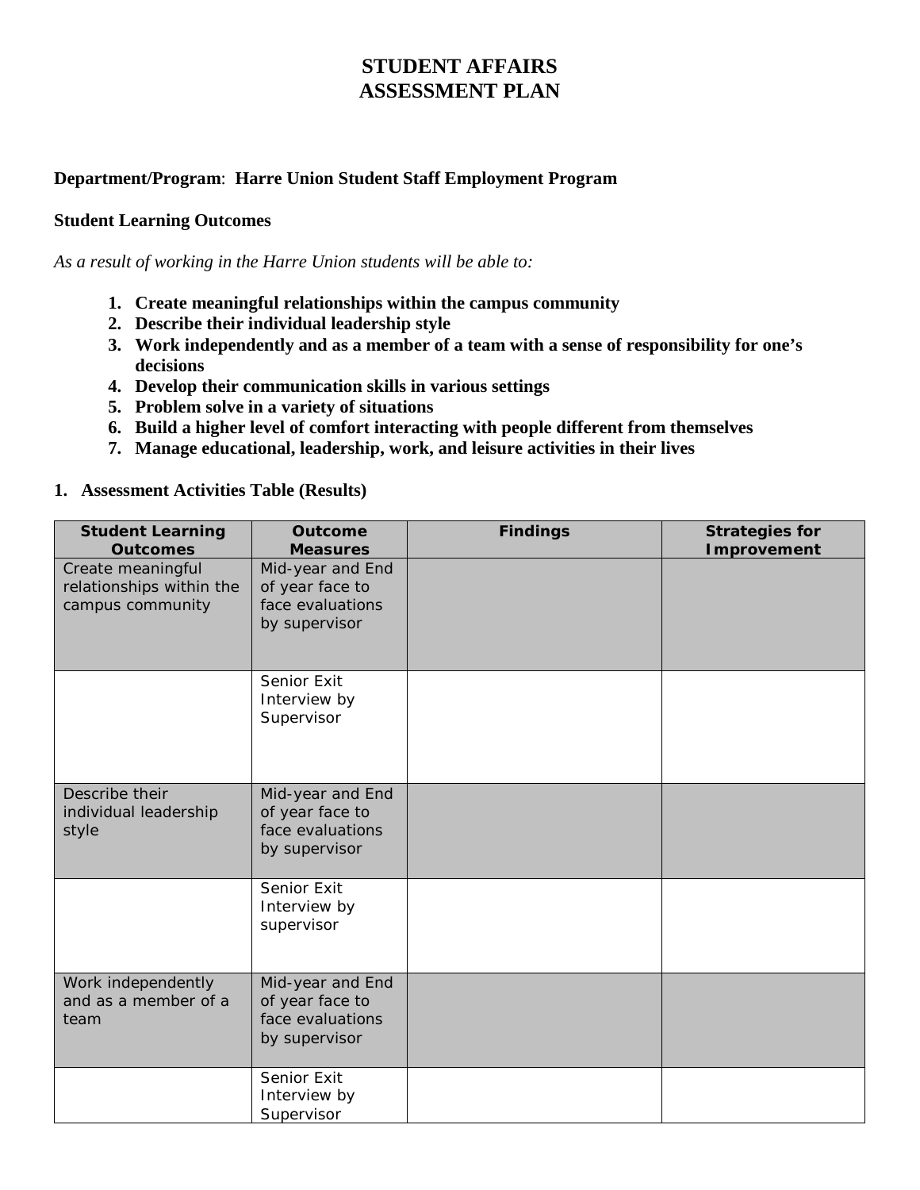# STUDENT AFFAIRS
# ASSESSMENT PLAN

**Department/Program**: **Harre Union Student Staff Employment Program**

**Student Learning Outcomes**

*As a result of working in the Harre Union students will be able to:*

1. **Create meaningful relationships within the campus community**
2. **Describe their individual leadership style**
3. **Work independently and as a member of a team with a sense of responsibility for one's decisions**
4. **Develop their communication skills in various settings**
5. **Problem solve in a variety of situations**
6. **Build a higher level of comfort interacting with people different from themselves**
7. **Manage educational, leadership, work, and leisure activities in their lives**

## 1. Assessment Activities Table (Results)

| Student Learning Outcomes | Outcome Measures | Findings | Strategies for Improvement |
|---|---|---|---|
| Create meaningful relationships within the campus community | Mid-year and End of year face to face evaluations by supervisor | | |
| | Senior Exit Interview by Supervisor | | |
| Describe their individual leadership style | Mid-year and End of year face to face evaluations by supervisor | | |
| | Senior Exit Interview by supervisor | | |
| Work independently and as a member of a team | Mid-year and End of year face to face evaluations by supervisor | | |
| | Senior Exit Interview by Supervisor | | |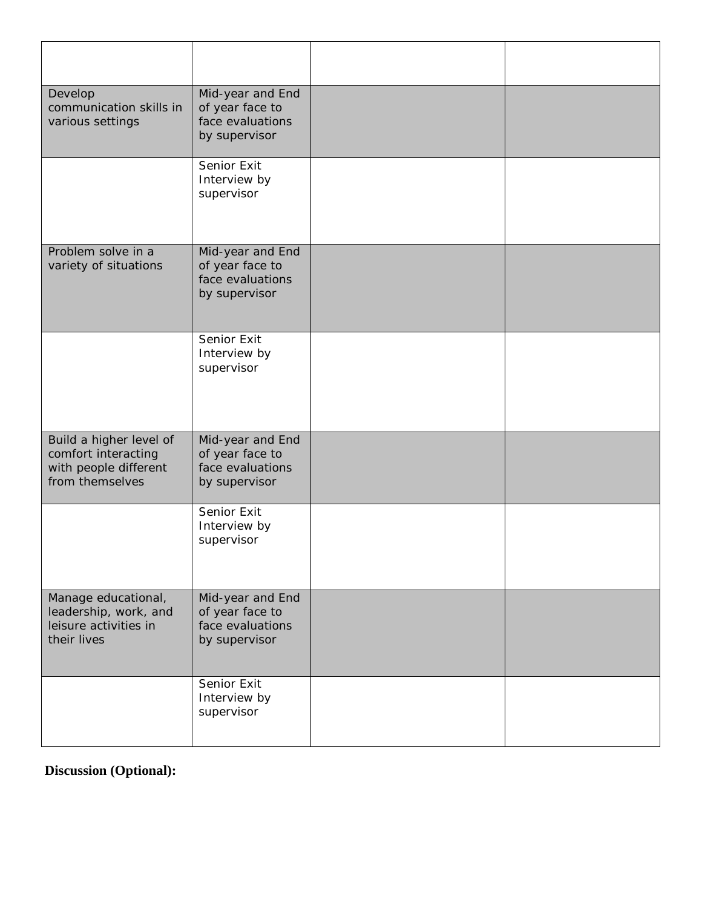| | | | |
|---|---|---|---|
| Develop communication skills in various settings | Mid-year and End of year face to face evaluations by supervisor | | |
| | Senior Exit Interview by supervisor | | |
| Problem solve in a variety of situations | Mid-year and End of year face to face evaluations by supervisor | | |
| | Senior Exit Interview by supervisor | | |
| Build a higher level of comfort interacting with people different from themselves | Mid-year and End of year face to face evaluations by supervisor | | |
| | Senior Exit Interview by supervisor | | |
| Manage educational, leadership, work, and leisure activities in their lives | Mid-year and End of year face to face evaluations by supervisor | | |
| | Senior Exit Interview by supervisor | | |

**Discussion (Optional):**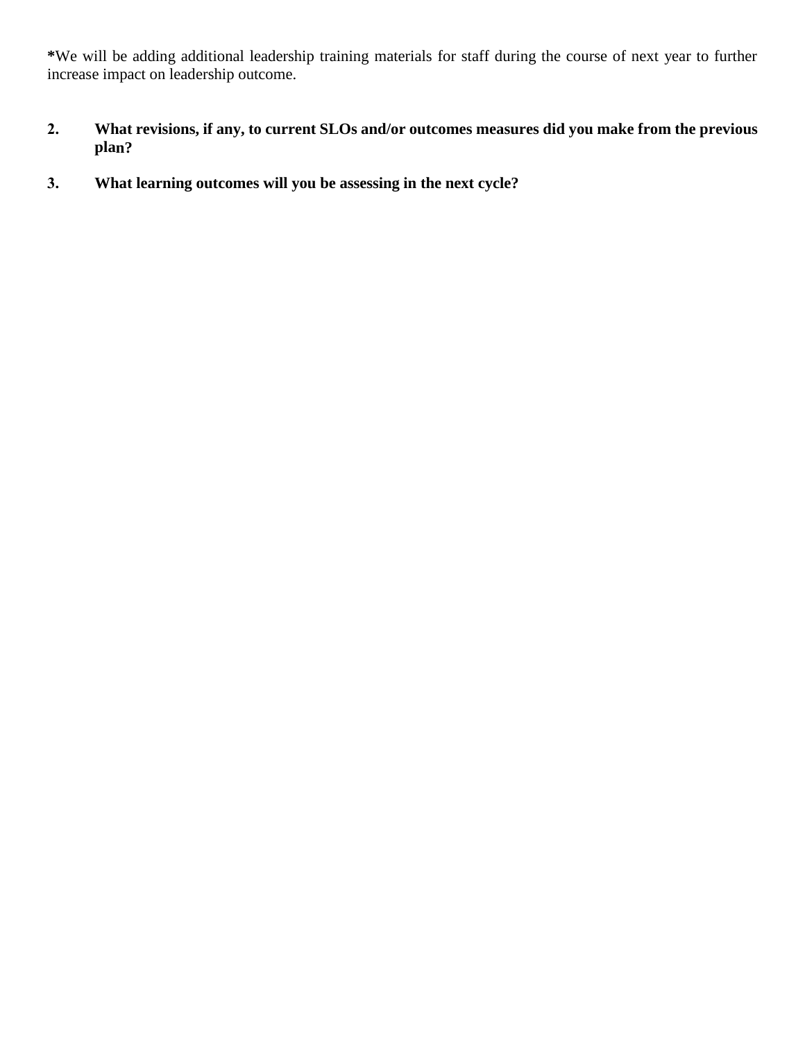**\***We will be adding additional leadership training materials for staff during the course of next year to further increase impact on leadership outcome.

2. **What revisions, if any, to current SLOs and/or outcomes measures did you make from the previous plan?**

3. **What learning outcomes will you be assessing in the next cycle?**